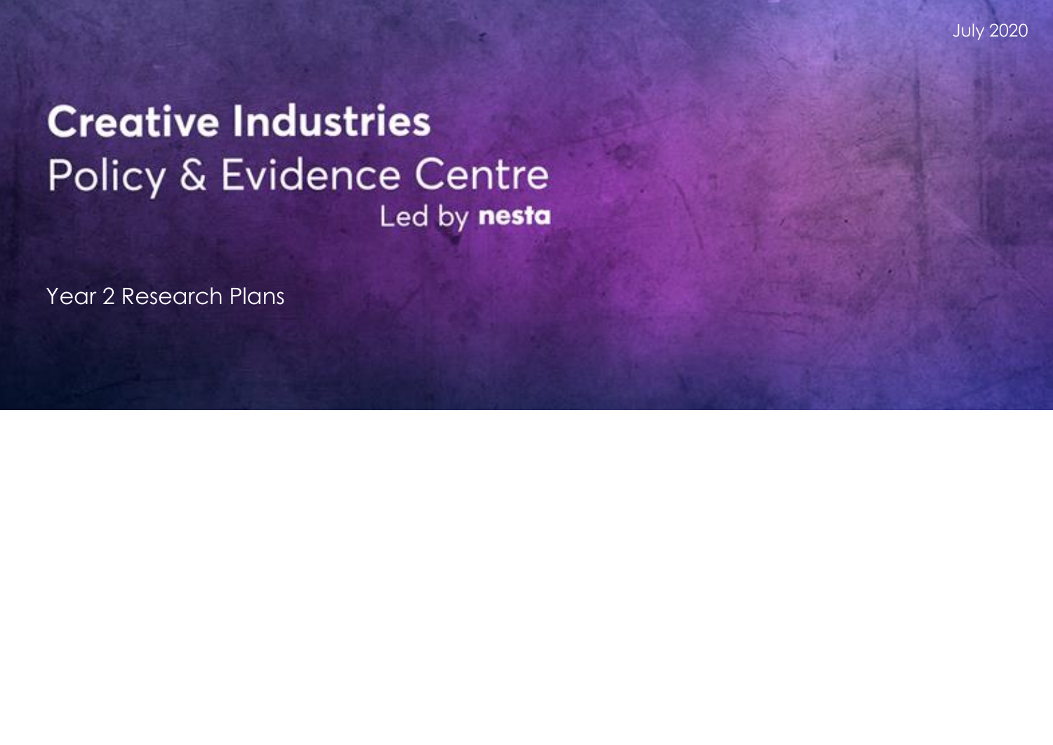July 2020

# Creative Industries
## Policy & Evidence Centre

Led by **nesta**

Year 2 Research Plans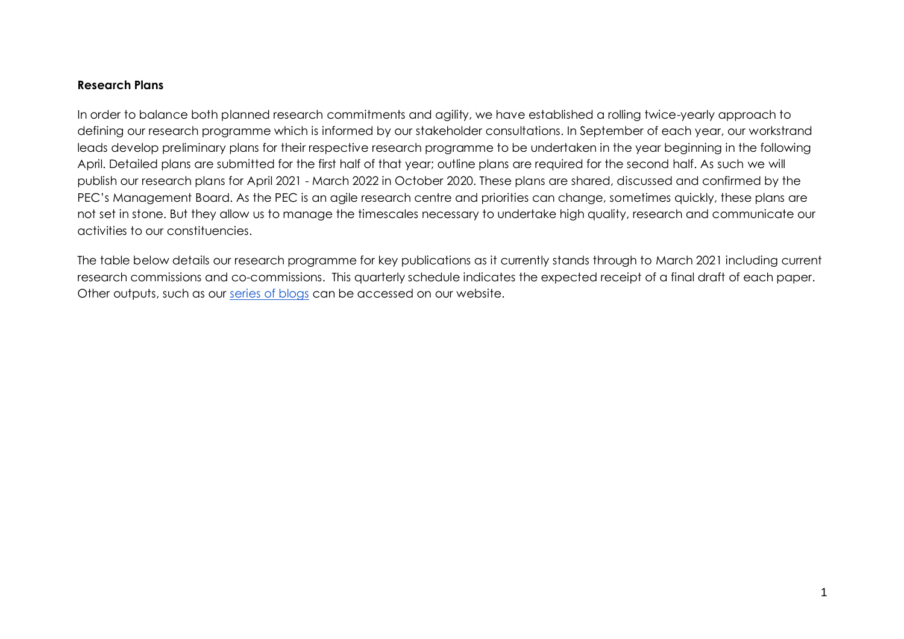**Research Plans**

In order to balance both planned research commitments and agility, we have established a rolling twice-yearly approach to defining our research programme which is informed by our stakeholder consultations. In September of each year, our workstrand leads develop preliminary plans for their respective research programme to be undertaken in the year beginning in the following April. Detailed plans are submitted for the first half of that year; outline plans are required for the second half. As such we will publish our research plans for April 2021 - March 2022 in October 2020. These plans are shared, discussed and confirmed by the PEC's Management Board. As the PEC is an agile research centre and priorities can change, sometimes quickly, these plans are not set in stone. But they allow us to manage the timescales necessary to undertake high quality, research and communicate our activities to our constituencies.

The table below details our research programme for key publications as it currently stands through to March 2021 including current research commissions and co-commissions. This quarterly schedule indicates the expected receipt of a final draft of each paper. Other outputs, such as our series of blogs can be accessed on our website.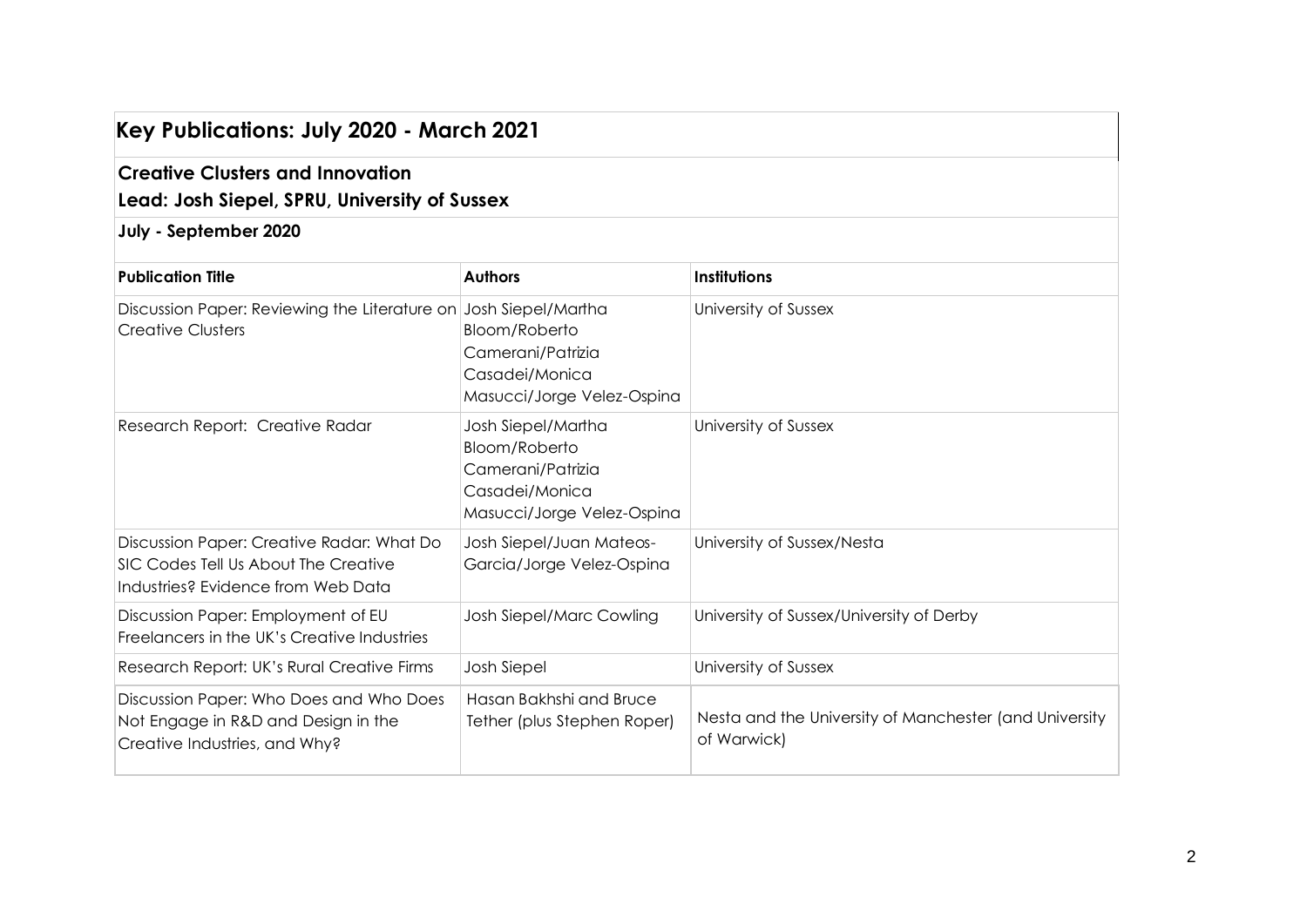## Key Publications: July 2020 - March 2021

### Creative Clusters and Innovation

### Lead: Josh Siepel, SPRU, University of Sussex

### July - September 2020

| Publication Title | Authors | Institutions |
| --- | --- | --- |
| Discussion Paper: Reviewing the Literature on Creative Clusters | Josh Siepel/Martha Bloom/Roberto Camerani/Patrizia Casadei/Monica Masucci/Jorge Velez-Ospina | University of Sussex |
| Research Report: Creative Radar | Josh Siepel/Martha Bloom/Roberto Camerani/Patrizia Casadei/Monica Masucci/Jorge Velez-Ospina | University of Sussex |
| Discussion Paper: Creative Radar: What Do SIC Codes Tell Us About The Creative Industries? Evidence from Web Data | Josh Siepel/Juan Mateos-Garcia/Jorge Velez-Ospina | University of Sussex/Nesta |
| Discussion Paper: Employment of EU Freelancers in the UK's Creative Industries | Josh Siepel/Marc Cowling | University of Sussex/University of Derby |
| Research Report: UK's Rural Creative Firms | Josh Siepel | University of Sussex |
| Discussion Paper: Who Does and Who Does Not Engage in R&D and Design in the Creative Industries, and Why? | Hasan Bakhshi and Bruce Tether (plus Stephen Roper) | Nesta and the University of Manchester (and University of Warwick) |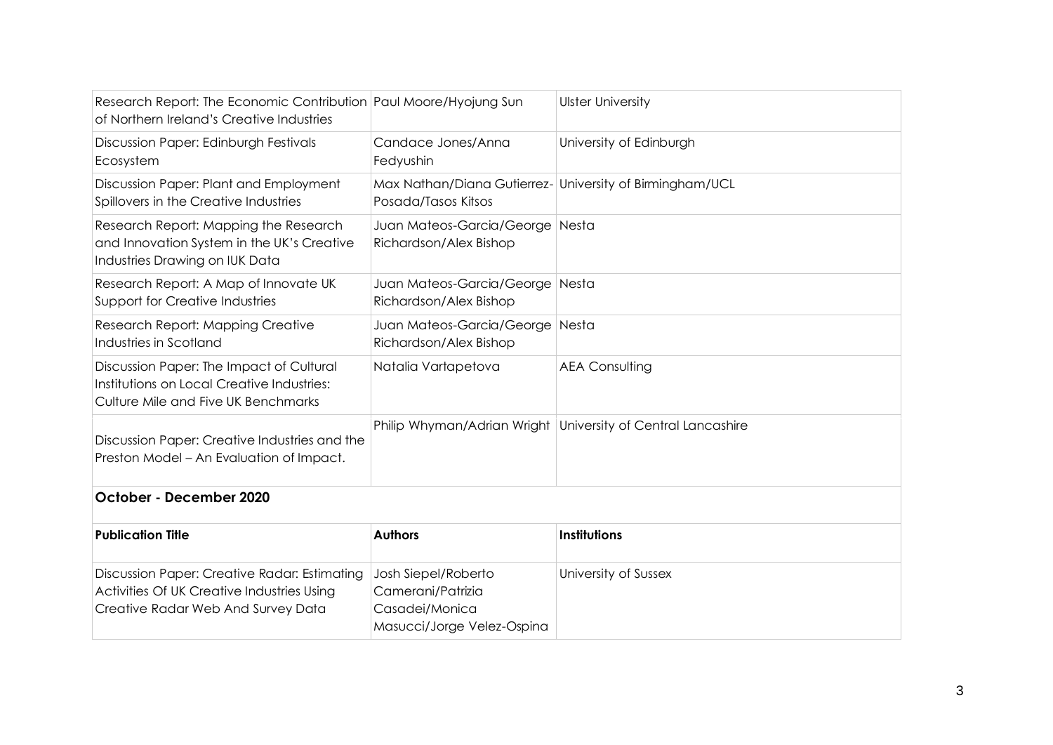| | | |
|---|---|---|
| Research Report: The Economic Contribution of Northern Ireland's Creative Industries | Paul Moore/Hyojung Sun | Ulster University |
| Discussion Paper: Edinburgh Festivals Ecosystem | Candace Jones/Anna Fedyushin | University of Edinburgh |
| Discussion Paper: Plant and Employment Spillovers in the Creative Industries | Max Nathan/Diana Gutierrez-Posada/Tasos Kitsos | University of Birmingham/UCL |
| Research Report: Mapping the Research and Innovation System in the UK's Creative Industries Drawing on IUK Data | Juan Mateos-Garcia/George Richardson/Alex Bishop | Nesta |
| Research Report: A Map of Innovate UK Support for Creative Industries | Juan Mateos-Garcia/George Richardson/Alex Bishop | Nesta |
| Research Report: Mapping Creative Industries in Scotland | Juan Mateos-Garcia/George Richardson/Alex Bishop | Nesta |
| Discussion Paper: The Impact of Cultural Institutions on Local Creative Industries: Culture Mile and Five UK Benchmarks | Natalia Vartapetova | AEA Consulting |
| Discussion Paper: Creative Industries and the Preston Model – An Evaluation of Impact. | Philip Whyman/Adrian Wright | University of Central Lancashire |

## October - December 2020

| Publication Title | Authors | Institutions |
|---|---|---|
| Discussion Paper: Creative Radar: Estimating Activities Of UK Creative Industries Using Creative Radar Web And Survey Data | Josh Siepel/Roberto Camerani/Patrizia Casadei/Monica Masucci/Jorge Velez-Ospina | University of Sussex |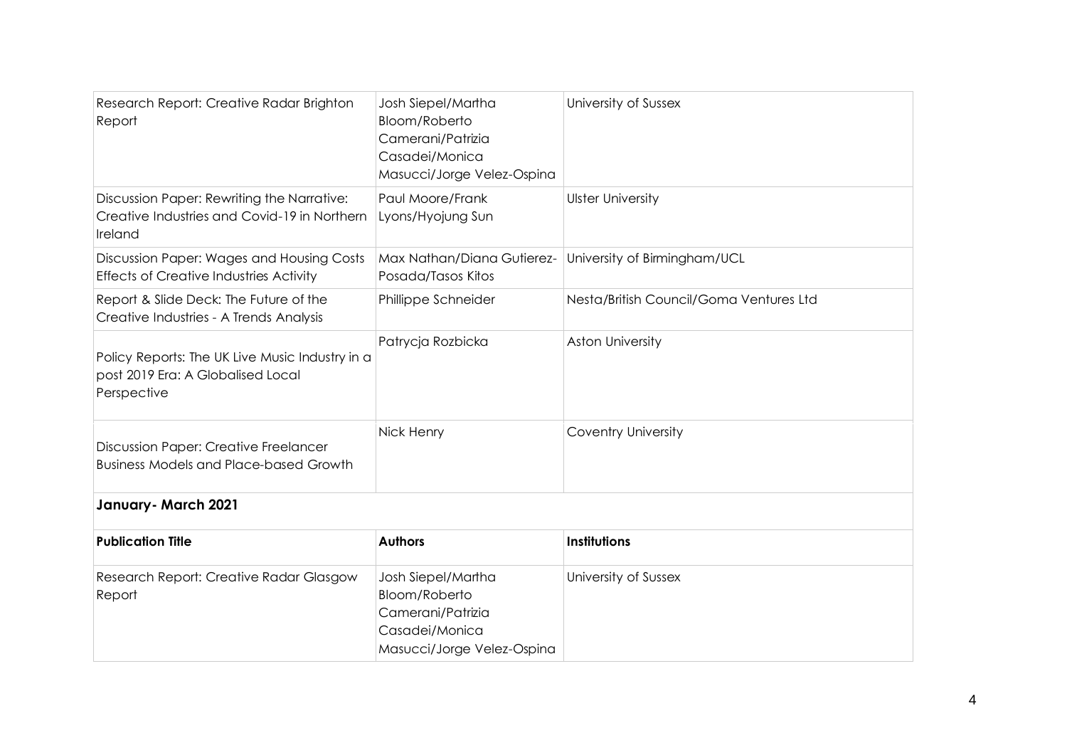| Publication Title | Authors | Institutions |
| --- | --- | --- |
| Research Report: Creative Radar Brighton Report | Josh Siepel/Martha Bloom/Roberto Camerani/Patrizia Casadei/Monica Masucci/Jorge Velez-Ospina | University of Sussex |
| Discussion Paper: Rewriting the Narrative: Creative Industries and Covid-19 in Northern Ireland | Paul Moore/Frank Lyons/Hyojung Sun | Ulster University |
| Discussion Paper: Wages and Housing Costs Effects of Creative Industries Activity | Max Nathan/Diana Gutierez-Posada/Tasos Kitos | University of Birmingham/UCL |
| Report & Slide Deck: The Future of the Creative Industries - A Trends Analysis | Phillippe Schneider | Nesta/British Council/Goma Ventures Ltd |
| Policy Reports: The UK Live Music Industry in a post 2019 Era: A Globalised Local Perspective | Patrycja Rozbicka | Aston University |
| Discussion Paper: Creative Freelancer Business Models and Place-based Growth | Nick Henry | Coventry University |

## January- March 2021

| Publication Title | Authors | Institutions |
| --- | --- | --- |
| Research Report: Creative Radar Glasgow Report | Josh Siepel/Martha Bloom/Roberto Camerani/Patrizia Casadei/Monica Masucci/Jorge Velez-Ospina | University of Sussex |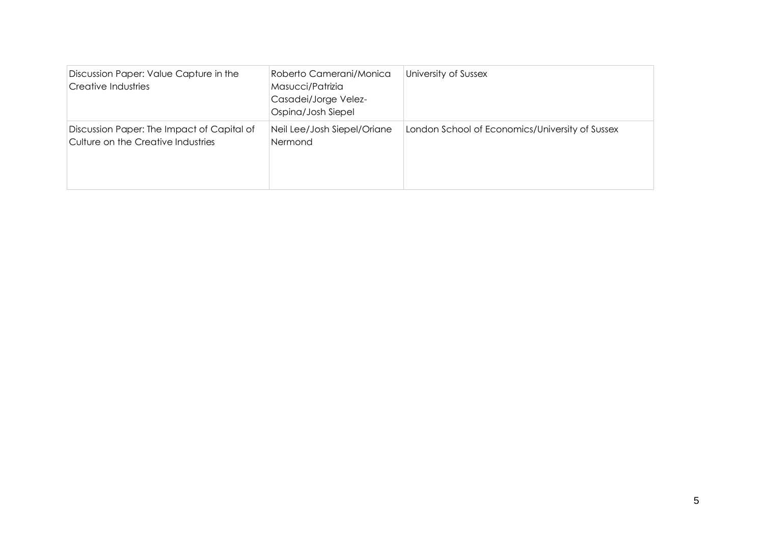| | | |
|---|---|---|
| Discussion Paper: Value Capture in the Creative Industries | Roberto Camerani/Monica Masucci/Patrizia Casadei/Jorge Velez-Ospina/Josh Siepel | University of Sussex |
| Discussion Paper: The Impact of Capital of Culture on the Creative Industries | Neil Lee/Josh Siepel/Oriane Nermond | London School of Economics/University of Sussex |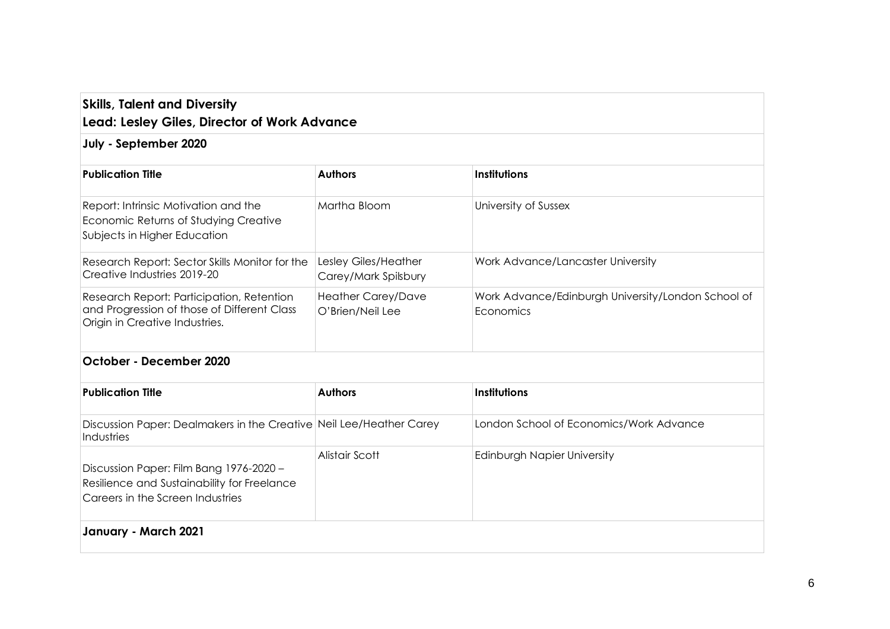## Skills, Talent and Diversity

## Lead: Lesley Giles, Director of Work Advance

### July - September 2020

| Publication Title | Authors | Institutions |
|---|---|---|
| Report: Intrinsic Motivation and the Economic Returns of Studying Creative Subjects in Higher Education | Martha Bloom | University of Sussex |
| Research Report: Sector Skills Monitor for the Creative Industries 2019-20 | Lesley Giles/Heather Carey/Mark Spilsbury | Work Advance/Lancaster University |
| Research Report: Participation, Retention and Progression of those of Different Class Origin in Creative Industries. | Heather Carey/Dave O'Brien/Neil Lee | Work Advance/Edinburgh University/London School of Economics |

### October - December 2020

| Publication Title | Authors | Institutions |
|---|---|---|
| Discussion Paper: Dealmakers in the Creative Industries | Neil Lee/Heather Carey | London School of Economics/Work Advance |
| Discussion Paper: Film Bang 1976-2020 – Resilience and Sustainability for Freelance Careers in the Screen Industries | Alistair Scott | Edinburgh Napier University |

### January - March 2021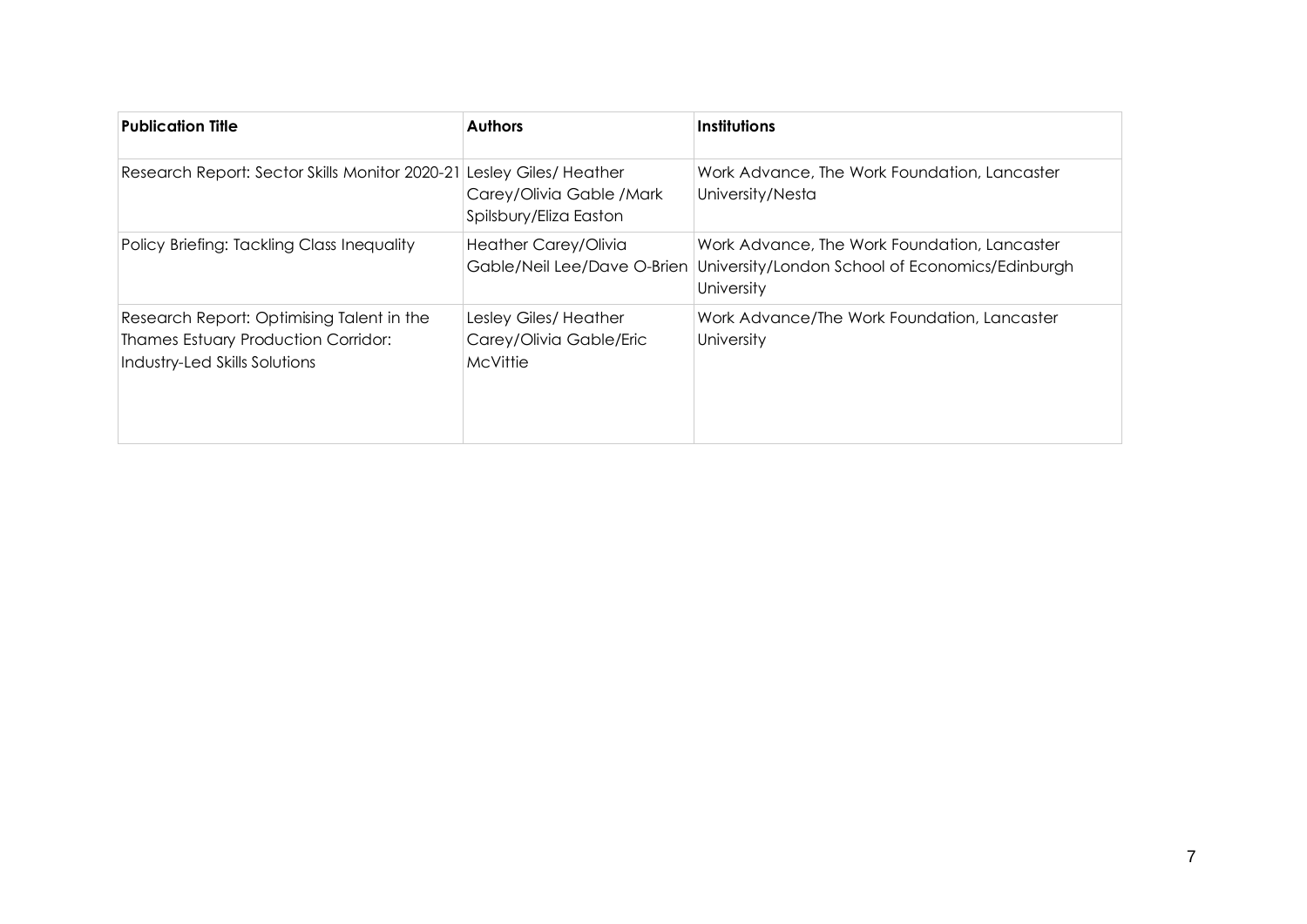| Publication Title | Authors | Institutions |
| --- | --- | --- |
| Research Report: Sector Skills Monitor 2020-21 | Lesley Giles/ Heather Carey/Olivia Gable /Mark Spilsbury/Eliza Easton | Work Advance, The Work Foundation, Lancaster University/Nesta |
| Policy Briefing: Tackling Class Inequality | Heather Carey/Olivia Gable/Neil Lee/Dave O-Brien | Work Advance, The Work Foundation, Lancaster University/London School of Economics/Edinburgh University |
| Research Report: Optimising Talent in the Thames Estuary Production Corridor: Industry-Led Skills Solutions | Lesley Giles/ Heather Carey/Olivia Gable/Eric McVittie | Work Advance/The Work Foundation, Lancaster University |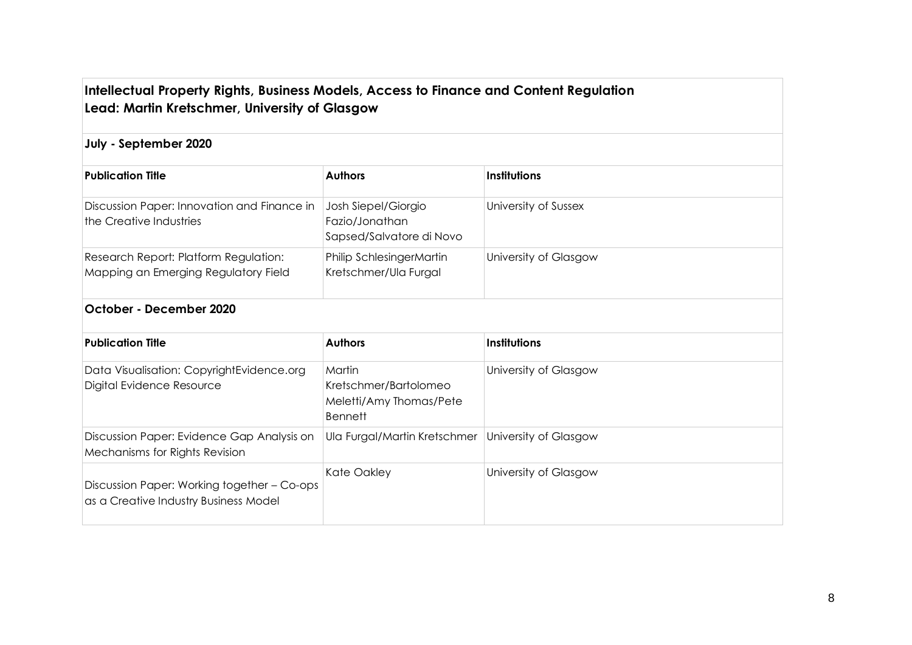**Intellectual Property Rights, Business Models, Access to Finance and Content Regulation**
**Lead: Martin Kretschmer, University of Glasgow**

**July - September 2020**

| Publication Title | Authors | Institutions |
|---|---|---|
| Discussion Paper: Innovation and Finance in the Creative Industries | Josh Siepel/Giorgio Fazio/Jonathan Sapsed/Salvatore di Novo | University of Sussex |
| Research Report: Platform Regulation: Mapping an Emerging Regulatory Field | Philip SchlesingerMartin Kretschmer/Ula Furgal | University of Glasgow |

**October - December 2020**

| Publication Title | Authors | Institutions |
|---|---|---|
| Data Visualisation: CopyrightEvidence.org Digital Evidence Resource | Martin Kretschmer/Bartolomeo Meletti/Amy Thomas/Pete Bennett | University of Glasgow |
| Discussion Paper: Evidence Gap Analysis on Mechanisms for Rights Revision | Ula Furgal/Martin Kretschmer | University of Glasgow |
| Discussion Paper: Working together – Co-ops as a Creative Industry Business Model | Kate Oakley | University of Glasgow |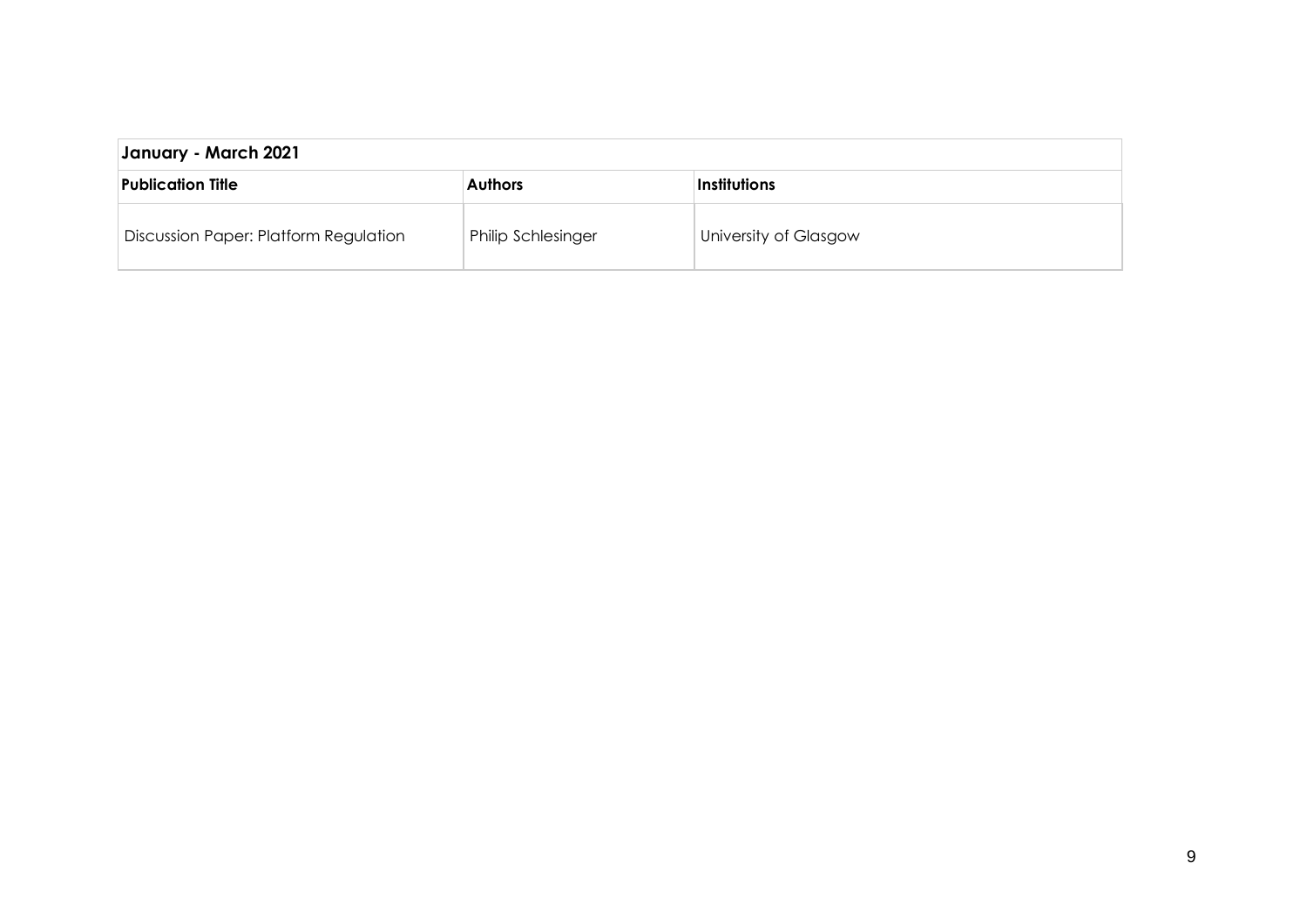| January - March 2021 | | |
|---|---|---|
| **Publication Title** | **Authors** | **Institutions** |
| Discussion Paper: Platform Regulation | Philip Schlesinger | University of Glasgow |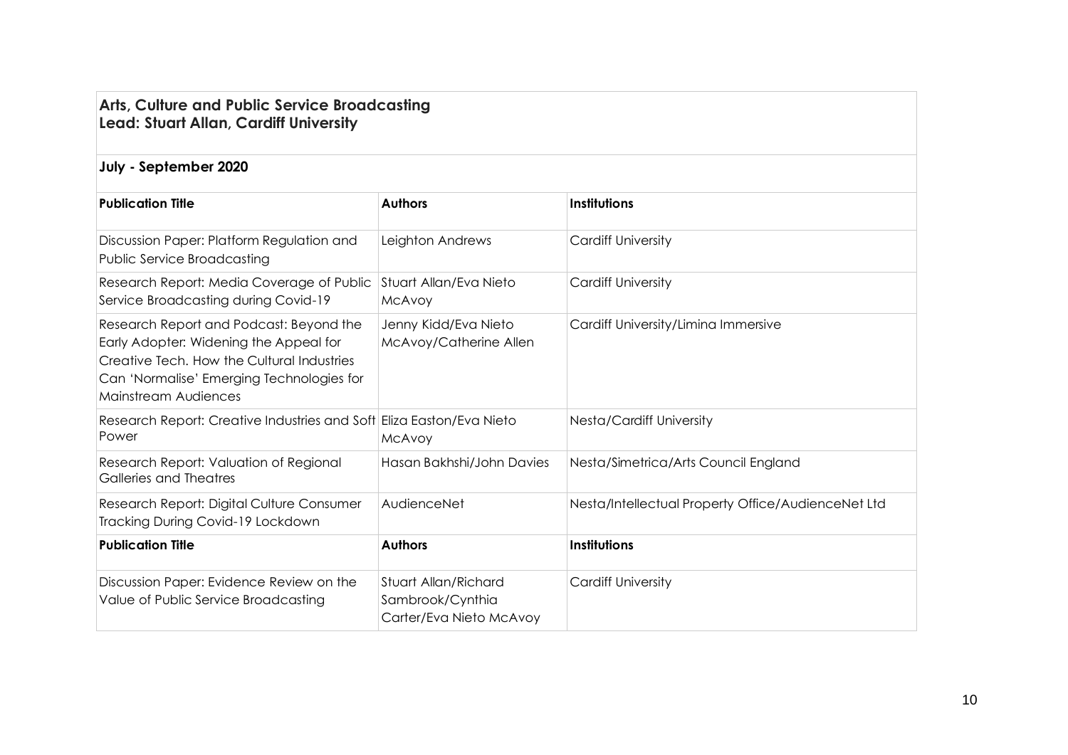**Arts, Culture and Public Service Broadcasting**
**Lead: Stuart Allan, Cardiff University**

**July - September 2020**

| **Publication Title** | **Authors** | **Institutions** |
| --- | --- | --- |
| Discussion Paper: Platform Regulation and Public Service Broadcasting | Leighton Andrews | Cardiff University |
| Research Report: Media Coverage of Public Service Broadcasting during Covid-19 | Stuart Allan/Eva Nieto McAvoy | Cardiff University |
| Research Report and Podcast: Beyond the Early Adopter: Widening the Appeal for Creative Tech. How the Cultural Industries Can 'Normalise' Emerging Technologies for Mainstream Audiences | Jenny Kidd/Eva Nieto McAvoy/Catherine Allen | Cardiff University/Limina Immersive |
| Research Report: Creative Industries and Soft Power | Eliza Easton/Eva Nieto McAvoy | Nesta/Cardiff University |
| Research Report: Valuation of Regional Galleries and Theatres | Hasan Bakhshi/John Davies | Nesta/Simetrica/Arts Council England |
| Research Report: Digital Culture Consumer Tracking During Covid-19 Lockdown | AudienceNet | Nesta/Intellectual Property Office/AudienceNet Ltd |
| **Publication Title** | **Authors** | **Institutions** |
| Discussion Paper: Evidence Review on the Value of Public Service Broadcasting | Stuart Allan/Richard Sambrook/Cynthia Carter/Eva Nieto McAvoy | Cardiff University |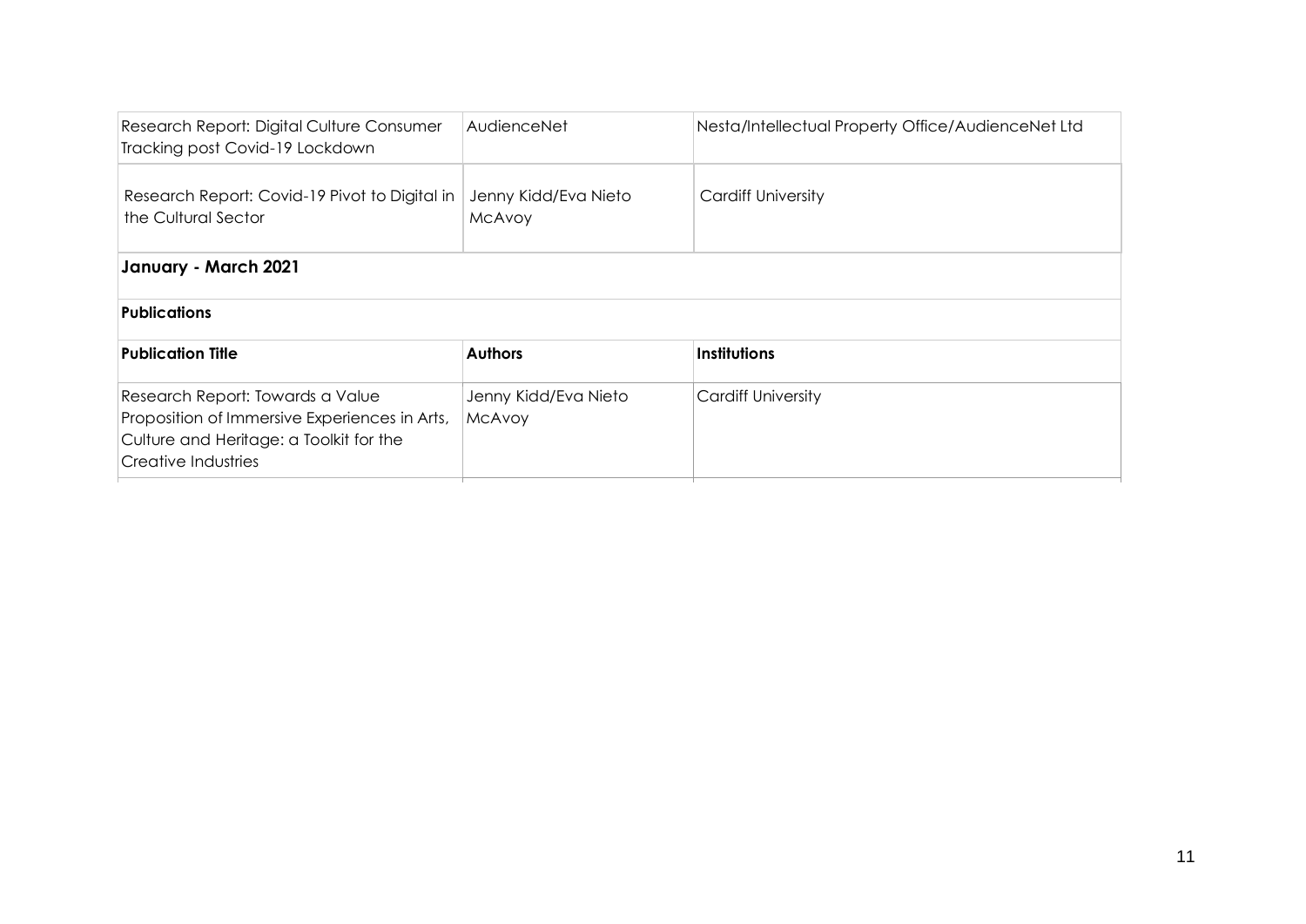| | | |
|---|---|---|
| Research Report: Digital Culture Consumer Tracking post Covid-19 Lockdown | AudienceNet | Nesta/Intellectual Property Office/AudienceNet Ltd |
| Research Report: Covid-19 Pivot to Digital in the Cultural Sector | Jenny Kidd/Eva Nieto McAvoy | Cardiff University |

**January - March 2021**

**Publications**

| **Publication Title** | **Authors** | **Institutions** |
|---|---|---|
| Research Report: Towards a Value Proposition of Immersive Experiences in Arts, Culture and Heritage: a Toolkit for the Creative Industries | Jenny Kidd/Eva Nieto McAvoy | Cardiff University |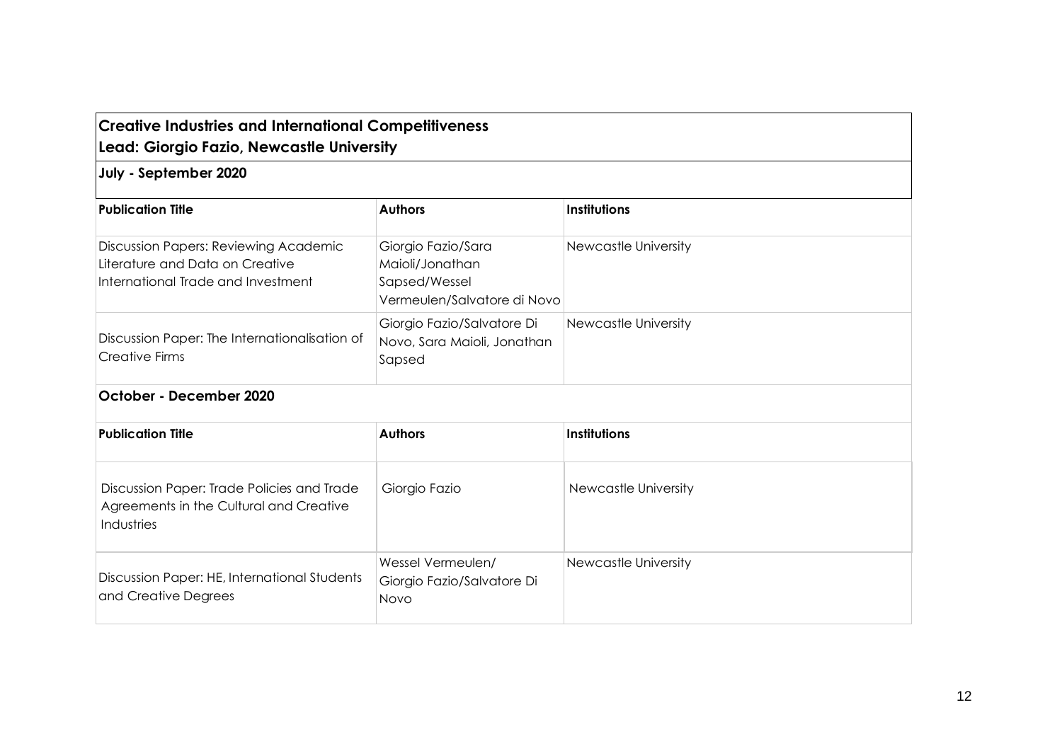## Creative Industries and International Competitiveness

**Lead: Giorgio Fazio, Newcastle University**

### July - September 2020

| Publication Title | Authors | Institutions |
|---|---|---|
| Discussion Papers: Reviewing Academic Literature and Data on Creative International Trade and Investment | Giorgio Fazio/Sara Maioli/Jonathan Sapsed/Wessel Vermeulen/Salvatore di Novo | Newcastle University |
| Discussion Paper: The Internationalisation of Creative Firms | Giorgio Fazio/Salvatore Di Novo, Sara Maioli, Jonathan Sapsed | Newcastle University |

### October - December 2020

| Publication Title | Authors | Institutions |
|---|---|---|
| Discussion Paper: Trade Policies and Trade Agreements in the Cultural and Creative Industries | Giorgio Fazio | Newcastle University |
| Discussion Paper: HE, International Students and Creative Degrees | Wessel Vermeulen/ Giorgio Fazio/Salvatore Di Novo | Newcastle University |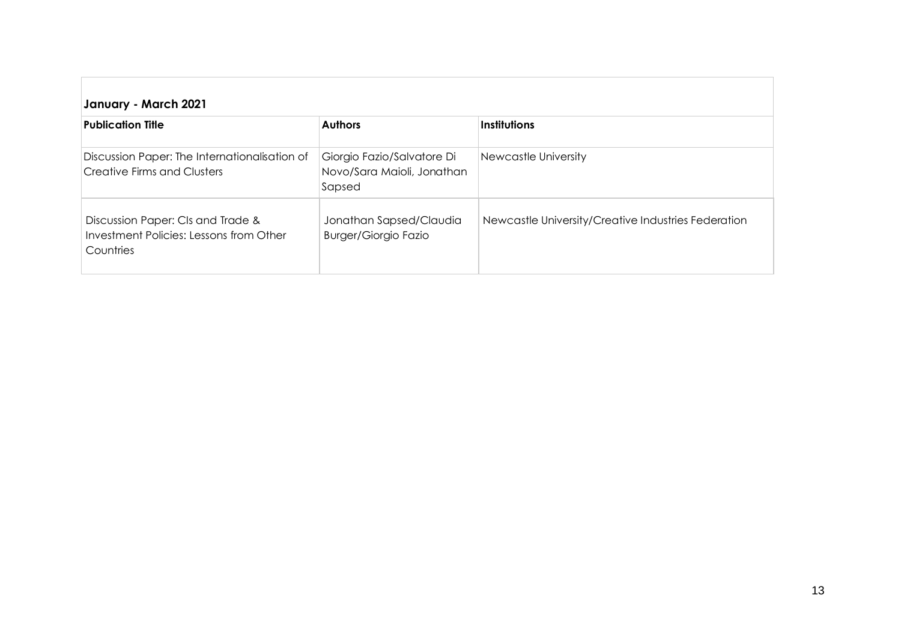| January - March 2021 | | |
|---|---|---|
| **Publication Title** | **Authors** | **Institutions** |
| Discussion Paper: The Internationalisation of Creative Firms and Clusters | Giorgio Fazio/Salvatore Di Novo/Sara Maioli, Jonathan Sapsed | Newcastle University |
| Discussion Paper: CIs and Trade & Investment Policies: Lessons from Other Countries | Jonathan Sapsed/Claudia Burger/Giorgio Fazio | Newcastle University/Creative Industries Federation |